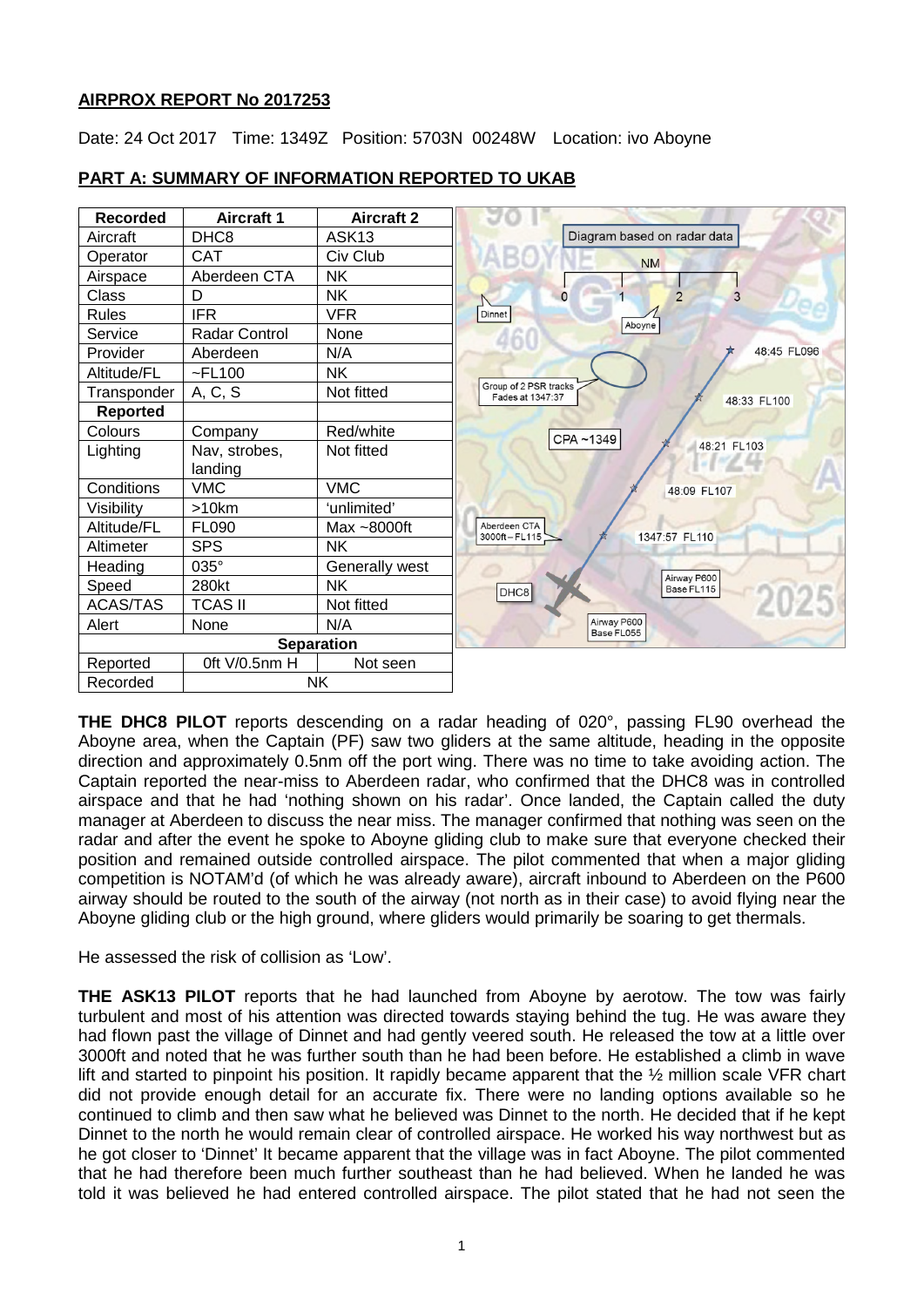**AIRPROX REPORT No 2017253**

Date: 24 Oct 2017 Time: 1349Z Position: 5703N 00248W Location: ivo Aboyne

**PART A: SUMMARY OF INFORMATION REPORTED TO UKAB**

| Recorded | Aircraft 1 | Aircraft 2 |
|---|---|---|
| Aircraft | DHC8 | ASK13 |
| Operator | CAT | Civ Club |
| Airspace | Aberdeen CTA | NK |
| Class | D | NK |
| Rules | IFR | VFR |
| Service | Radar Control | None |
| Provider | Aberdeen | N/A |
| Altitude/FL | ~FL100 | NK |
| Transponder | A, C, S | Not fitted |
| **Reported** | | |
| Colours | Company | Red/white |
| Lighting | Nav, strobes, landing | Not fitted |
| Conditions | VMC | VMC |
| Visibility | >10km | 'unlimited' |
| Altitude/FL | FL090 | Max ~8000ft |
| Altimeter | SPS | NK |
| Heading | 035° | Generally west |
| Speed | 280kt | NK |
| ACAS/TAS | TCAS II | Not fitted |
| Alert | None | N/A |
| **Separation** | | |
| Reported | 0ft V/0.5nm H | Not seen |
| Recorded | NK | |

**THE DHC8 PILOT** reports descending on a radar heading of 020°, passing FL90 overhead the Aboyne area, when the Captain (PF) saw two gliders at the same altitude, heading in the opposite direction and approximately 0.5nm off the port wing. There was no time to take avoiding action. The Captain reported the near-miss to Aberdeen radar, who confirmed that the DHC8 was in controlled airspace and that he had 'nothing shown on his radar'. Once landed, the Captain called the duty manager at Aberdeen to discuss the near miss. The manager confirmed that nothing was seen on the radar and after the event he spoke to Aboyne gliding club to make sure that everyone checked their position and remained outside controlled airspace. The pilot commented that when a major gliding competition is NOTAM'd (of which he was already aware), aircraft inbound to Aberdeen on the P600 airway should be routed to the south of the airway (not north as in their case) to avoid flying near the Aboyne gliding club or the high ground, where gliders would primarily be soaring to get thermals.

He assessed the risk of collision as 'Low'.

**THE ASK13 PILOT** reports that he had launched from Aboyne by aerotow. The tow was fairly turbulent and most of his attention was directed towards staying behind the tug. He was aware they had flown past the village of Dinnet and had gently veered south. He released the tow at a little over 3000ft and noted that he was further south than he had been before. He established a climb in wave lift and started to pinpoint his position. It rapidly became apparent that the ½ million scale VFR chart did not provide enough detail for an accurate fix. There were no landing options available so he continued to climb and then saw what he believed was Dinnet to the north. He decided that if he kept Dinnet to the north he would remain clear of controlled airspace. He worked his way northwest but as he got closer to 'Dinnet' It became apparent that the village was in fact Aboyne. The pilot commented that he had therefore been much further southeast than he had believed. When he landed he was told it was believed he had entered controlled airspace. The pilot stated that he had not seen the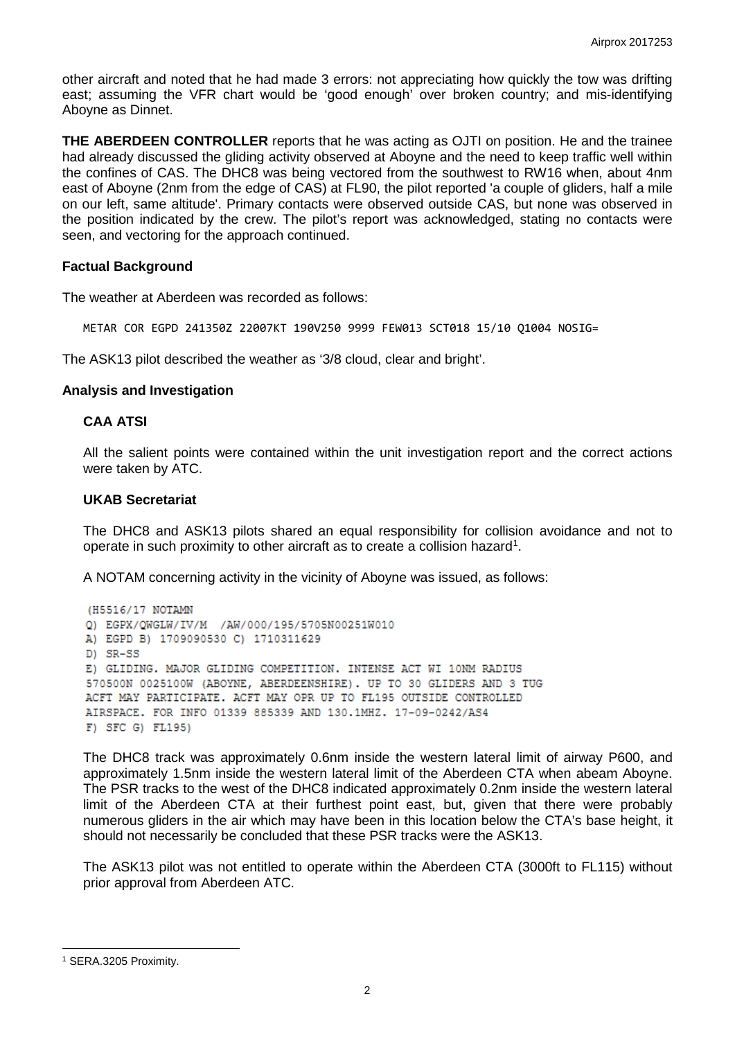other aircraft and noted that he had made 3 errors: not appreciating how quickly the tow was drifting east; assuming the VFR chart would be 'good enough' over broken country; and mis-identifying Aboyne as Dinnet.

**THE ABERDEEN CONTROLLER** reports that he was acting as OJTI on position. He and the trainee had already discussed the gliding activity observed at Aboyne and the need to keep traffic well within the confines of CAS. The DHC8 was being vectored from the southwest to RW16 when, about 4nm east of Aboyne (2nm from the edge of CAS) at FL90, the pilot reported 'a couple of gliders, half a mile on our left, same altitude'. Primary contacts were observed outside CAS, but none was observed in the position indicated by the crew. The pilot's report was acknowledged, stating no contacts were seen, and vectoring for the approach continued.

## Factual Background

The weather at Aberdeen was recorded as follows:

```
METAR COR EGPD 241350Z 22007KT 190V250 9999 FEW013 SCT018 15/10 Q1004 NOSIG=
```

The ASK13 pilot described the weather as '3/8 cloud, clear and bright'.

## Analysis and Investigation

### CAA ATSI

All the salient points were contained within the unit investigation report and the correct actions were taken by ATC.

### UKAB Secretariat

The DHC8 and ASK13 pilots shared an equal responsibility for collision avoidance and not to operate in such proximity to other aircraft as to create a collision hazard[1].

A NOTAM concerning activity in the vicinity of Aboyne was issued, as follows:

```
(H5516/17 NOTAMN
Q) EGPX/QWGLW/IV/M  /AW/000/195/5705N00251W010
A) EGPD B) 1709090530 C) 1710311629
D) SR-SS
E) GLIDING. MAJOR GLIDING COMPETITION. INTENSE ACT WI 10NM RADIUS
570500N 0025100W (ABOYNE, ABERDEENSHIRE). UP TO 30 GLIDERS AND 3 TUG
ACFT MAY PARTICIPATE. ACFT MAY OPR UP TO FL195 OUTSIDE CONTROLLED
AIRSPACE. FOR INFO 01339 885339 AND 130.1MHZ. 17-09-0242/AS4
F) SFC G) FL195)
```

The DHC8 track was approximately 0.6nm inside the western lateral limit of airway P600, and approximately 1.5nm inside the western lateral limit of the Aberdeen CTA when abeam Aboyne. The PSR tracks to the west of the DHC8 indicated approximately 0.2nm inside the western lateral limit of the Aberdeen CTA at their furthest point east, but, given that there were probably numerous gliders in the air which may have been in this location below the CTA's base height, it should not necessarily be concluded that these PSR tracks were the ASK13.

The ASK13 pilot was not entitled to operate within the Aberdeen CTA (3000ft to FL115) without prior approval from Aberdeen ATC.

---

[1] SERA.3205 Proximity.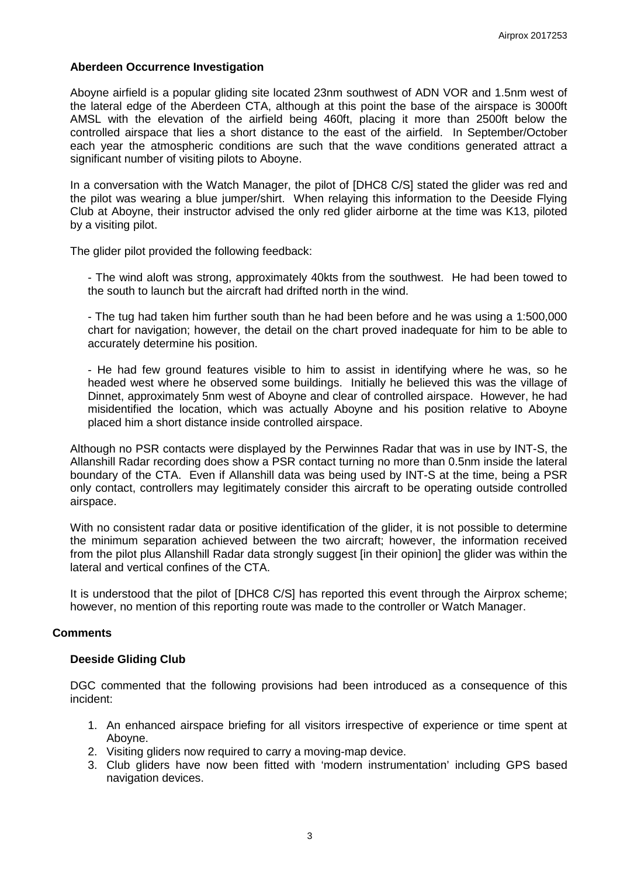**Aberdeen Occurrence Investigation**

Aboyne airfield is a popular gliding site located 23nm southwest of ADN VOR and 1.5nm west of the lateral edge of the Aberdeen CTA, although at this point the base of the airspace is 3000ft AMSL with the elevation of the airfield being 460ft, placing it more than 2500ft below the controlled airspace that lies a short distance to the east of the airfield. In September/October each year the atmospheric conditions are such that the wave conditions generated attract a significant number of visiting pilots to Aboyne.

In a conversation with the Watch Manager, the pilot of [DHC8 C/S] stated the glider was red and the pilot was wearing a blue jumper/shirt. When relaying this information to the Deeside Flying Club at Aboyne, their instructor advised the only red glider airborne at the time was K13, piloted by a visiting pilot.

The glider pilot provided the following feedback:

- The wind aloft was strong, approximately 40kts from the southwest. He had been towed to the south to launch but the aircraft had drifted north in the wind.

- The tug had taken him further south than he had been before and he was using a 1:500,000 chart for navigation; however, the detail on the chart proved inadequate for him to be able to accurately determine his position.

- He had few ground features visible to him to assist in identifying where he was, so he headed west where he observed some buildings. Initially he believed this was the village of Dinnet, approximately 5nm west of Aboyne and clear of controlled airspace. However, he had misidentified the location, which was actually Aboyne and his position relative to Aboyne placed him a short distance inside controlled airspace.

Although no PSR contacts were displayed by the Perwinnes Radar that was in use by INT-S, the Allanshill Radar recording does show a PSR contact turning no more than 0.5nm inside the lateral boundary of the CTA. Even if Allanshill data was being used by INT-S at the time, being a PSR only contact, controllers may legitimately consider this aircraft to be operating outside controlled airspace.

With no consistent radar data or positive identification of the glider, it is not possible to determine the minimum separation achieved between the two aircraft; however, the information received from the pilot plus Allanshill Radar data strongly suggest [in their opinion] the glider was within the lateral and vertical confines of the CTA.

It is understood that the pilot of [DHC8 C/S] has reported this event through the Airprox scheme; however, no mention of this reporting route was made to the controller or Watch Manager.

## Comments

**Deeside Gliding Club**

DGC commented that the following provisions had been introduced as a consequence of this incident:

1. An enhanced airspace briefing for all visitors irrespective of experience or time spent at Aboyne.
2. Visiting gliders now required to carry a moving-map device.
3. Club gliders have now been fitted with 'modern instrumentation' including GPS based navigation devices.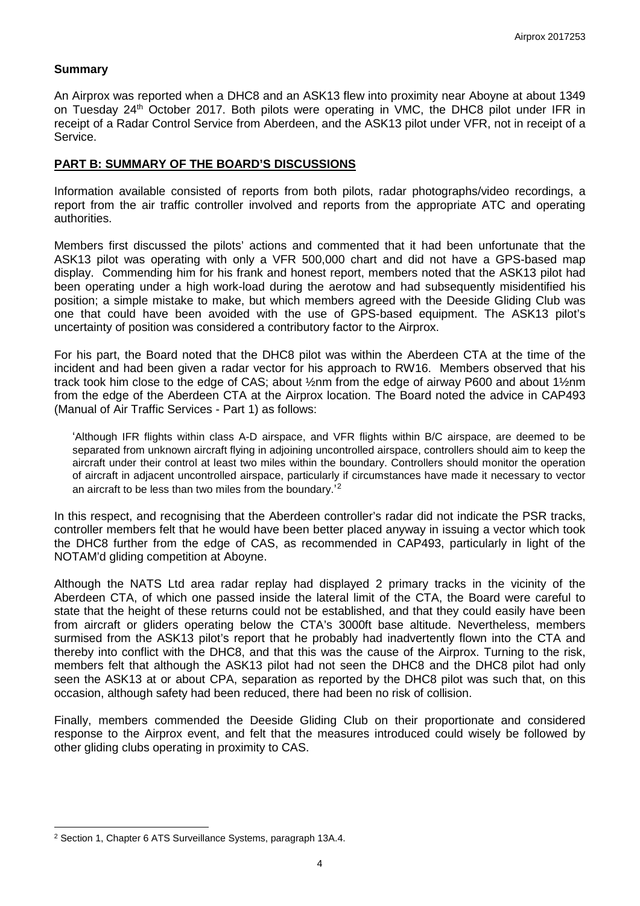### Summary

An Airprox was reported when a DHC8 and an ASK13 flew into proximity near Aboyne at about 1349 on Tuesday 24th October 2017. Both pilots were operating in VMC, the DHC8 pilot under IFR in receipt of a Radar Control Service from Aberdeen, and the ASK13 pilot under VFR, not in receipt of a Service.

## PART B: SUMMARY OF THE BOARD'S DISCUSSIONS

Information available consisted of reports from both pilots, radar photographs/video recordings, a report from the air traffic controller involved and reports from the appropriate ATC and operating authorities.

Members first discussed the pilots' actions and commented that it had been unfortunate that the ASK13 pilot was operating with only a VFR 500,000 chart and did not have a GPS-based map display. Commending him for his frank and honest report, members noted that the ASK13 pilot had been operating under a high work-load during the aerotow and had subsequently misidentified his position; a simple mistake to make, but which members agreed with the Deeside Gliding Club was one that could have been avoided with the use of GPS-based equipment. The ASK13 pilot's uncertainty of position was considered a contributory factor to the Airprox.

For his part, the Board noted that the DHC8 pilot was within the Aberdeen CTA at the time of the incident and had been given a radar vector for his approach to RW16. Members observed that his track took him close to the edge of CAS; about ½nm from the edge of airway P600 and about 1½nm from the edge of the Aberdeen CTA at the Airprox location. The Board noted the advice in CAP493 (Manual of Air Traffic Services - Part 1) as follows:

> 'Although IFR flights within class A-D airspace, and VFR flights within B/C airspace, are deemed to be separated from unknown aircraft flying in adjoining uncontrolled airspace, controllers should aim to keep the aircraft under their control at least two miles within the boundary. Controllers should monitor the operation of aircraft in adjacent uncontrolled airspace, particularly if circumstances have made it necessary to vector an aircraft to be less than two miles from the boundary.'[2]

In this respect, and recognising that the Aberdeen controller's radar did not indicate the PSR tracks, controller members felt that he would have been better placed anyway in issuing a vector which took the DHC8 further from the edge of CAS, as recommended in CAP493, particularly in light of the NOTAM'd gliding competition at Aboyne.

Although the NATS Ltd area radar replay had displayed 2 primary tracks in the vicinity of the Aberdeen CTA, of which one passed inside the lateral limit of the CTA, the Board were careful to state that the height of these returns could not be established, and that they could easily have been from aircraft or gliders operating below the CTA's 3000ft base altitude. Nevertheless, members surmised from the ASK13 pilot's report that he probably had inadvertently flown into the CTA and thereby into conflict with the DHC8, and that this was the cause of the Airprox. Turning to the risk, members felt that although the ASK13 pilot had not seen the DHC8 and the DHC8 pilot had only seen the ASK13 at or about CPA, separation as reported by the DHC8 pilot was such that, on this occasion, although safety had been reduced, there had been no risk of collision.

Finally, members commended the Deeside Gliding Club on their proportionate and considered response to the Airprox event, and felt that the measures introduced could wisely be followed by other gliding clubs operating in proximity to CAS.

---

[2] Section 1, Chapter 6 ATS Surveillance Systems, paragraph 13A.4.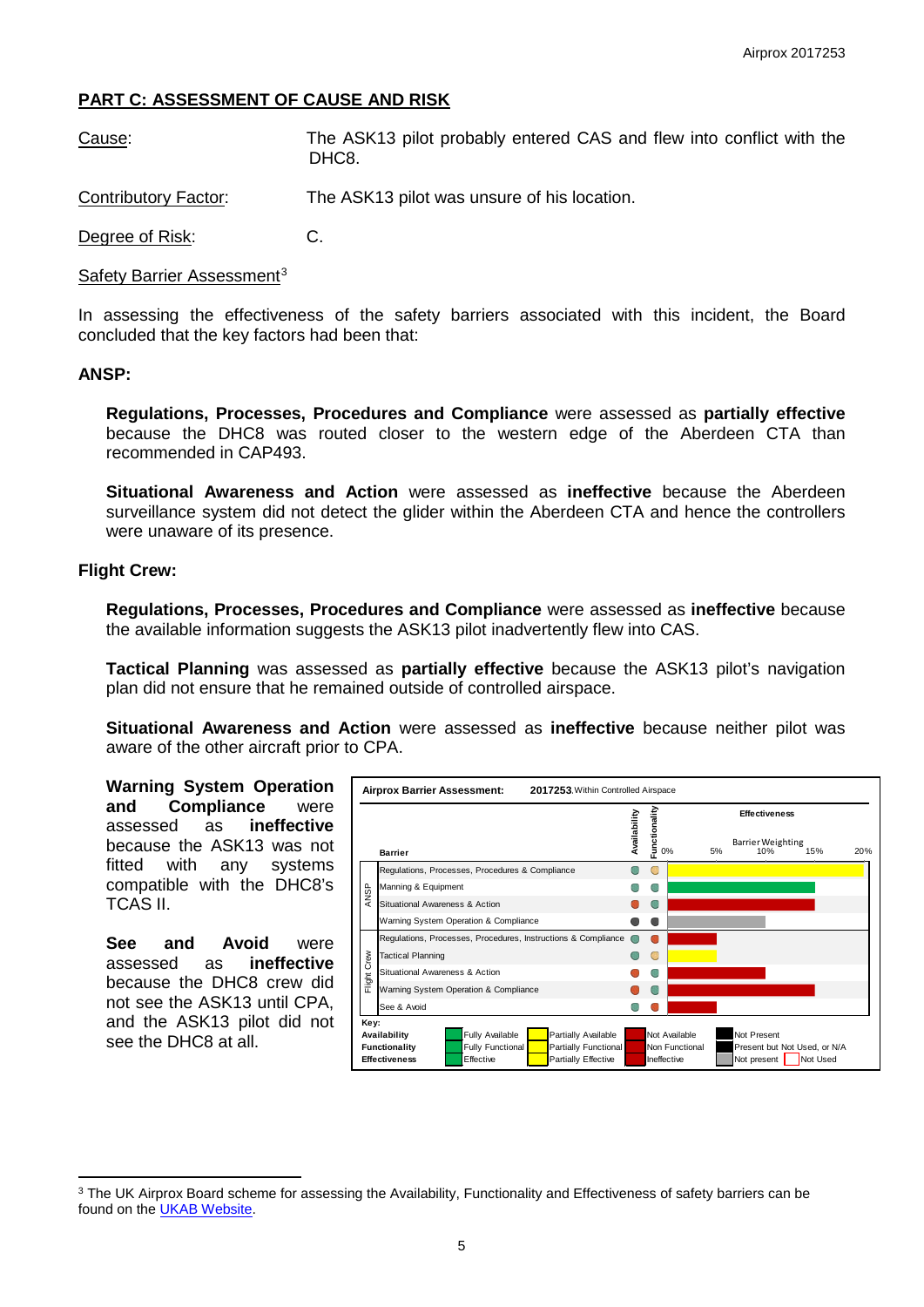## PART C: ASSESSMENT OF CAUSE AND RISK

Cause: The ASK13 pilot probably entered CAS and flew into conflict with the DHC8.

Contributory Factor: The ASK13 pilot was unsure of his location.

Degree of Risk: C.

Safety Barrier Assessment[3]

In assessing the effectiveness of the safety barriers associated with this incident, the Board concluded that the key factors had been that:

**ANSP:**

**Regulations, Processes, Procedures and Compliance** were assessed as **partially effective** because the DHC8 was routed closer to the western edge of the Aberdeen CTA than recommended in CAP493.

**Situational Awareness and Action** were assessed as **ineffective** because the Aberdeen surveillance system did not detect the glider within the Aberdeen CTA and hence the controllers were unaware of its presence.

**Flight Crew:**

**Regulations, Processes, Procedures and Compliance** were assessed as **ineffective** because the available information suggests the ASK13 pilot inadvertently flew into CAS.

**Tactical Planning** was assessed as **partially effective** because the ASK13 pilot's navigation plan did not ensure that he remained outside of controlled airspace.

**Situational Awareness and Action** were assessed as **ineffective** because neither pilot was aware of the other aircraft prior to CPA.

**Warning System Operation and Compliance** were assessed as **ineffective** because the ASK13 was not fitted with any systems compatible with the DHC8's TCAS II.

**See and Avoid** were assessed as **ineffective** because the DHC8 crew did not see the ASK13 until CPA, and the ASK13 pilot did not see the DHC8 at all.

Airprox Barrier Assessment: 2017253 Within Controlled Airspace

Barrier
Availability
Functionality
Effectiveness
Barrier Weighting
0%
5%
10%
15%
20%

ANSP
Regulations, Processes, Procedures & Compliance
Manning & Equipment
Situational Awareness & Action
Warning System Operation & Compliance

Flight Crew
Regulations, Processes, Procedures, Instructions & Compliance
Tactical Planning
Situational Awareness & Action
Warning System Operation & Compliance
See & Avoid

Key:
Availability: Fully Available, Partially Available, Not Available, Not Present
Functionality: Fully Functional, Partially Functional, Non Functional, Present but Not Used, or N/A
Effectiveness: Effective, Partially Effective, Ineffective, Not present, Not Used

---

[3] The UK Airprox Board scheme for assessing the Availability, Functionality and Effectiveness of safety barriers can be found on the UKAB Website.